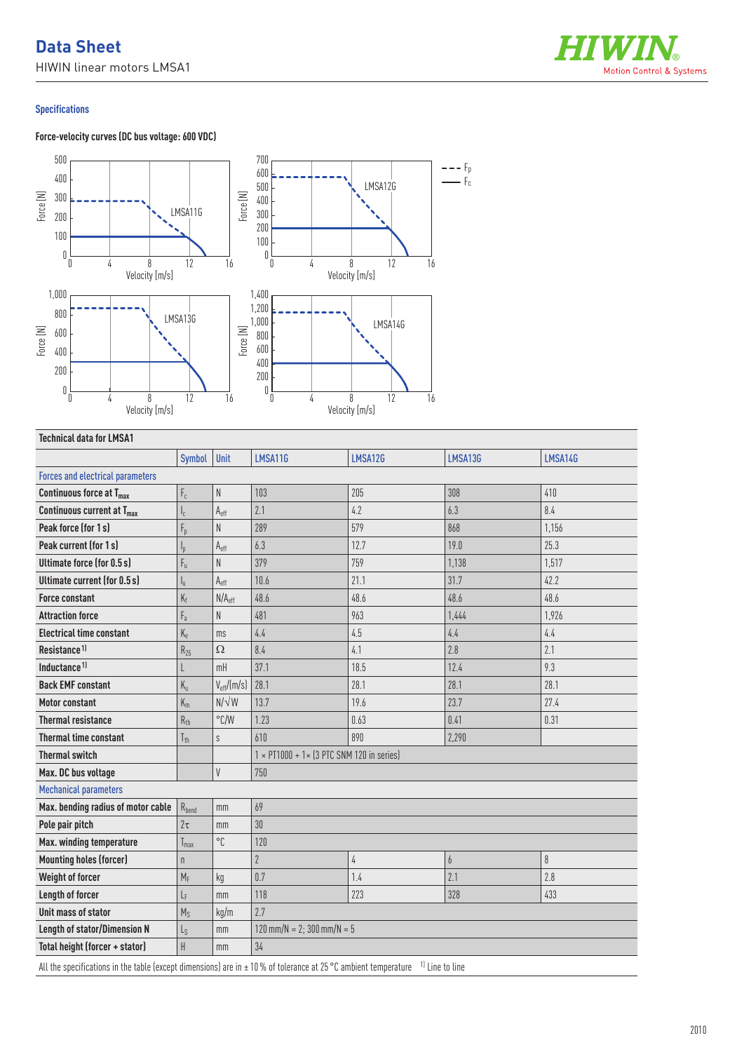# Data Sheet

HIWIN linear motors LMSA1

## Specifications

### Force-velocity curves (DC bus voltage: 600 VDC)

### Technical data for LMSA1

| | Symbol | Unit | LMSA11G | LMSA12G | LMSA13G | LMSA14G |
|---|---|---|---|---|---|---|
| **Forces and electrical parameters** | | | | | | |
| **Continuous force at $T_{max}$** | $F_c$ | N | 103 | 205 | 308 | 410 |
| **Continuous current at $T_{max}$** | $I_c$ | $A_{eff}$ | 2.1 | 4.2 | 6.3 | 8.4 |
| **Peak force (for 1 s)** | $F_p$ | N | 289 | 579 | 868 | 1,156 |
| **Peak current (for 1 s)** | $I_p$ | $A_{eff}$ | 6.3 | 12.7 | 19.0 | 25.3 |
| **Ultimate force (for 0.5 s)** | $F_u$ | N | 379 | 759 | 1,138 | 1,517 |
| **Ultimate current (for 0.5 s)** | $I_u$ | $A_{eff}$ | 10.6 | 21.1 | 31.7 | 42.2 |
| **Force constant** | $K_f$ | $N/A_{eff}$ | 48.6 | 48.6 | 48.6 | 48.6 |
| **Attraction force** | $F_a$ | N | 481 | 963 | 1,444 | 1,926 |
| **Electrical time constant** | $K_e$ | ms | 4.4 | 4.5 | 4.4 | 4.4 |
| **Resistance**[1] | $R_{25}$ | Ω | 8.4 | 4.1 | 2.8 | 2.1 |
| **Inductance**[1] | L | mH | 37.1 | 18.5 | 12.4 | 9.3 |
| **Back EMF constant** | $K_u$ | $V_{eff}/(m/s)$ | 28.1 | 28.1 | 28.1 | 28.1 |
| **Motor constant** | $K_m$ | $N/\sqrt{W}$ | 13.7 | 19.6 | 23.7 | 27.4 |
| **Thermal resistance** | $R_{th}$ | °C/W | 1.23 | 0.63 | 0.41 | 0.31 |
| **Thermal time constant** | $T_{th}$ | s | 610 | 890 | 2,290 | |
| **Thermal switch** | | | 1 × PT1000 + 1× (3 PTC SNM 120 in series) | | | |
| **Max. DC bus voltage** | | V | 750 | | | |
| **Mechanical parameters** | | | | | | |
| **Max. bending radius of motor cable** | $R_{bend}$ | mm | 69 | | | |
| **Pole pair pitch** | $2\tau$ | mm | 30 | | | |
| **Max. winding temperature** | $T_{max}$ | °C | 120 | | | |
| **Mounting holes (forcer)** | n | | 2 | 4 | 6 | 8 |
| **Weight of forcer** | $M_F$ | kg | 0.7 | 1.4 | 2.1 | 2.8 |
| **Length of forcer** | $L_F$ | mm | 118 | 223 | 328 | 433 |
| **Unit mass of stator** | $M_S$ | kg/m | 2.7 | | | |
| **Length of stator/Dimension N** | $L_S$ | mm | 120 mm/N = 2; 300 mm/N = 5 | | | |
| **Total height (forcer + stator)** | H | mm | 34 | | | |

All the specifications in the table (except dimensions) are in ± 10 % of tolerance at 25 °C ambient temperature [1] Line to line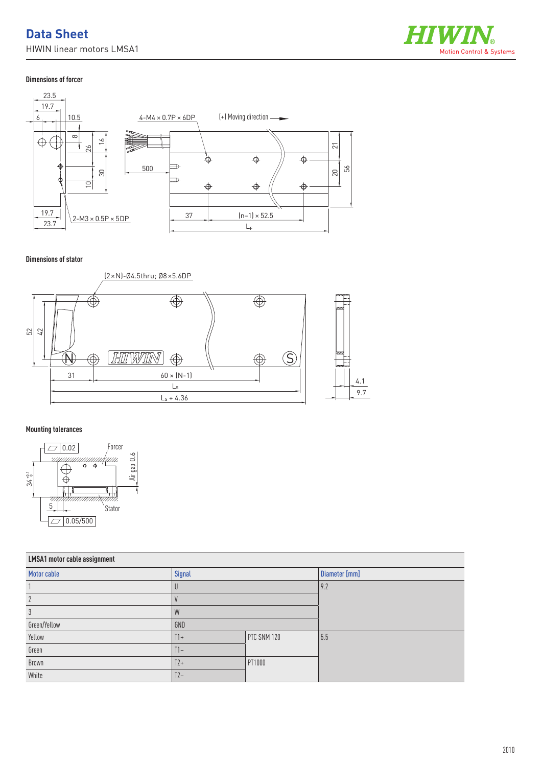# Data Sheet

HIWIN linear motors LMSA1

### Dimensions of forcer

23.5
19.7
6
10.5
8
16
26
30
10
19.7
23.7
2-M3 × 0.5P × 5DP
4-M4 × 0.7P × 6DP
(+) Moving direction
500
21
20
56
37
(n−1) × 52.5
$L_F$

### Dimensions of stator

(2×N)-Ø4.5thru; Ø8×5.6DP
52
42
N
HIWIN
S
31
60 × (N-1)
$L_S$
$L_S$ + 4.36
4.1
9.7

### Mounting tolerances

0.02
Forcer
$34^{+0.1}_{0}$
Air gap 0.6
5
Stator
0.05/500

| LMSA1 motor cable assignment | | | |
|---|---|---|---|
| Motor cable | Signal | | Diameter [mm] |
| 1 | U | | 9.2 |
| 2 | V | | |
| 3 | W | | |
| Green/Yellow | GND | | |
| Yellow | T1+ | PTC SNM 120 | 5.5 |
| Green | T1− | | |
| Brown | T2+ | PT1000 | |
| White | T2− | | |